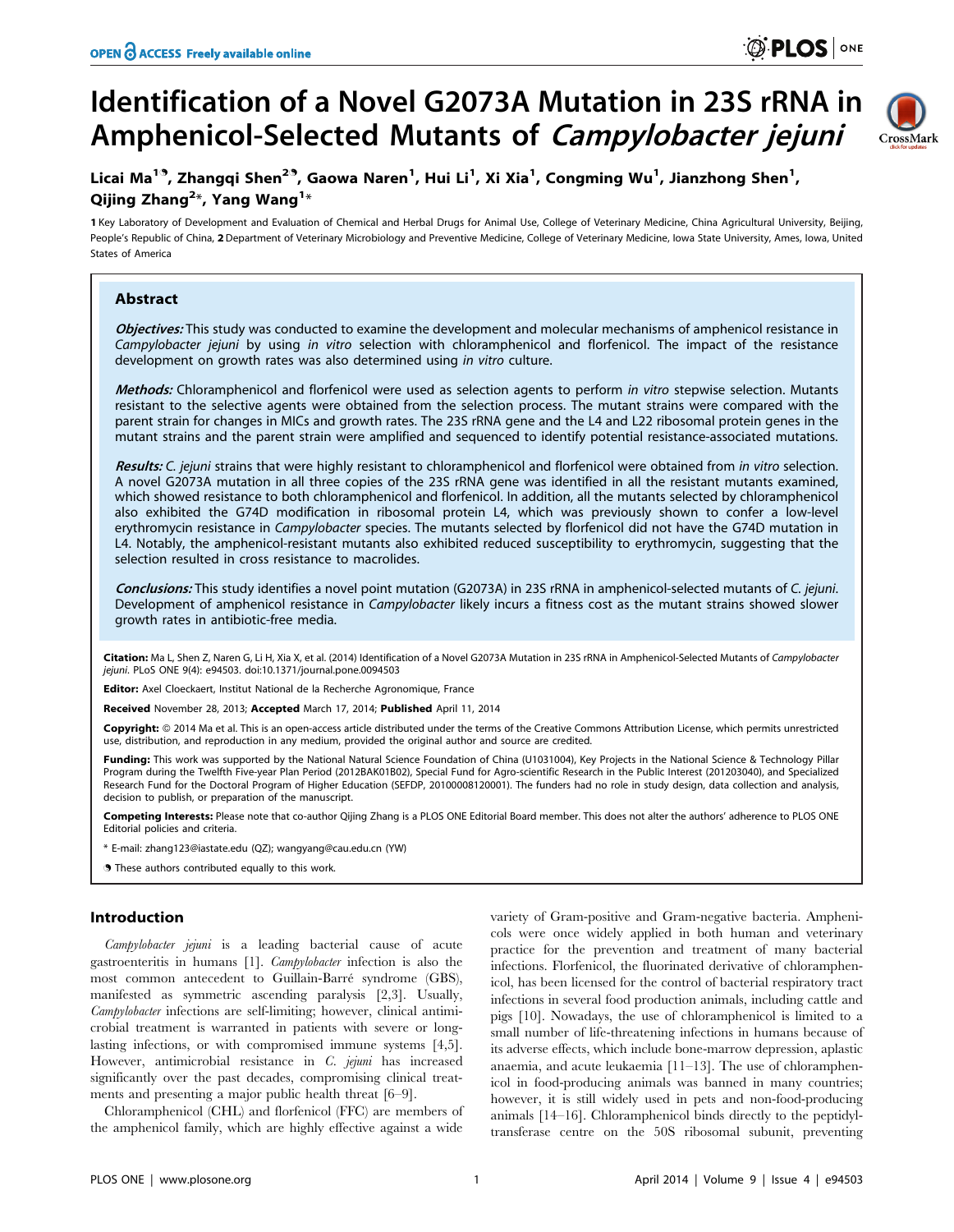# Identification of a Novel G2073A Mutation in 23S rRNA in Amphenicol-Selected Mutants of *Campylobacter jejuni*

Licai Ma[1,9], Zhangqi Shen[2,9], Gaowa Naren[1], Hui Li[1], Xi Xia[1], Congming Wu[1], Jianzhong Shen[1], Qijing Zhang[2]*, Yang Wang[1]*

1 Key Laboratory of Development and Evaluation of Chemical and Herbal Drugs for Animal Use, College of Veterinary Medicine, China Agricultural University, Beijing, People's Republic of China, 2 Department of Veterinary Microbiology and Preventive Medicine, College of Veterinary Medicine, Iowa State University, Ames, Iowa, United States of America

## Abstract

***Objectives:*** This study was conducted to examine the development and molecular mechanisms of amphenicol resistance in *Campylobacter jejuni* by using *in vitro* selection with chloramphenicol and florfenicol. The impact of the resistance development on growth rates was also determined using *in vitro* culture.

***Methods:*** Chloramphenicol and florfenicol were used as selection agents to perform *in vitro* stepwise selection. Mutants resistant to the selective agents were obtained from the selection process. The mutant strains were compared with the parent strain for changes in MICs and growth rates. The 23S rRNA gene and the L4 and L22 ribosomal protein genes in the mutant strains and the parent strain were amplified and sequenced to identify potential resistance-associated mutations.

***Results:*** *C. jejuni* strains that were highly resistant to chloramphenicol and florfenicol were obtained from *in vitro* selection. A novel G2073A mutation in all three copies of the 23S rRNA gene was identified in all the resistant mutants examined, which showed resistance to both chloramphenicol and florfenicol. In addition, all the mutants selected by chloramphenicol also exhibited the G74D modification in ribosomal protein L4, which was previously shown to confer a low-level erythromycin resistance in *Campylobacter* species. The mutants selected by florfenicol did not have the G74D mutation in L4. Notably, the amphenicol-resistant mutants also exhibited reduced susceptibility to erythromycin, suggesting that the selection resulted in cross resistance to macrolides.

***Conclusions:*** This study identifies a novel point mutation (G2073A) in 23S rRNA in amphenicol-selected mutants of *C. jejuni*. Development of amphenicol resistance in *Campylobacter* likely incurs a fitness cost as the mutant strains showed slower growth rates in antibiotic-free media.

**Citation:** Ma L, Shen Z, Naren G, Li H, Xia X, et al. (2014) Identification of a Novel G2073A Mutation in 23S rRNA in Amphenicol-Selected Mutants of *Campylobacter jejuni*. PLoS ONE 9(4): e94503. doi:10.1371/journal.pone.0094503

**Editor:** Axel Cloeckaert, Institut National de la Recherche Agronomique, France

**Received** November 28, 2013; **Accepted** March 17, 2014; **Published** April 11, 2014

**Copyright:** © 2014 Ma et al. This is an open-access article distributed under the terms of the Creative Commons Attribution License, which permits unrestricted use, distribution, and reproduction in any medium, provided the original author and source are credited.

**Funding:** This work was supported by the National Natural Science Foundation of China (U1031004), Key Projects in the National Science & Technology Pillar Program during the Twelfth Five-year Plan Period (2012BAK01B02), Special Fund for Agro-scientific Research in the Public Interest (201203040), and Specialized Research Fund for the Doctoral Program of Higher Education (SEFDP, 20100008120001). The funders had no role in study design, data collection and analysis, decision to publish, or preparation of the manuscript.

**Competing Interests:** Please note that co-author Qijing Zhang is a PLOS ONE Editorial Board member. This does not alter the authors' adherence to PLOS ONE Editorial policies and criteria.

\* E-mail: zhang123@iastate.edu (QZ); wangyang@cau.edu.cn (YW)

9 These authors contributed equally to this work.

## Introduction

*Campylobacter jejuni* is a leading bacterial cause of acute gastroenteritis in humans [1]. *Campylobacter* infection is also the most common antecedent to Guillain-Barré syndrome (GBS), manifested as symmetric ascending paralysis [2,3]. Usually, *Campylobacter* infections are self-limiting; however, clinical antimicrobial treatment is warranted in patients with severe or long-lasting infections, or with compromised immune systems [4,5]. However, antimicrobial resistance in *C. jejuni* has increased significantly over the past decades, compromising clinical treatments and presenting a major public health threat [6–9].

Chloramphenicol (CHL) and florfenicol (FFC) are members of the amphenicol family, which are highly effective against a wide variety of Gram-positive and Gram-negative bacteria. Amphenicols were once widely applied in both human and veterinary practice for the prevention and treatment of many bacterial infections. Florfenicol, the fluorinated derivative of chloramphenicol, has been licensed for the control of bacterial respiratory tract infections in several food production animals, including cattle and pigs [10]. Nowadays, the use of chloramphenicol is limited to a small number of life-threatening infections in humans because of its adverse effects, which include bone-marrow depression, aplastic anaemia, and acute leukaemia [11–13]. The use of chloramphenicol in food-producing animals was banned in many countries; however, it is still widely used in pets and non-food-producing animals [14–16]. Chloramphenicol binds directly to the peptidyl-transferase centre on the 50S ribosomal subunit, preventing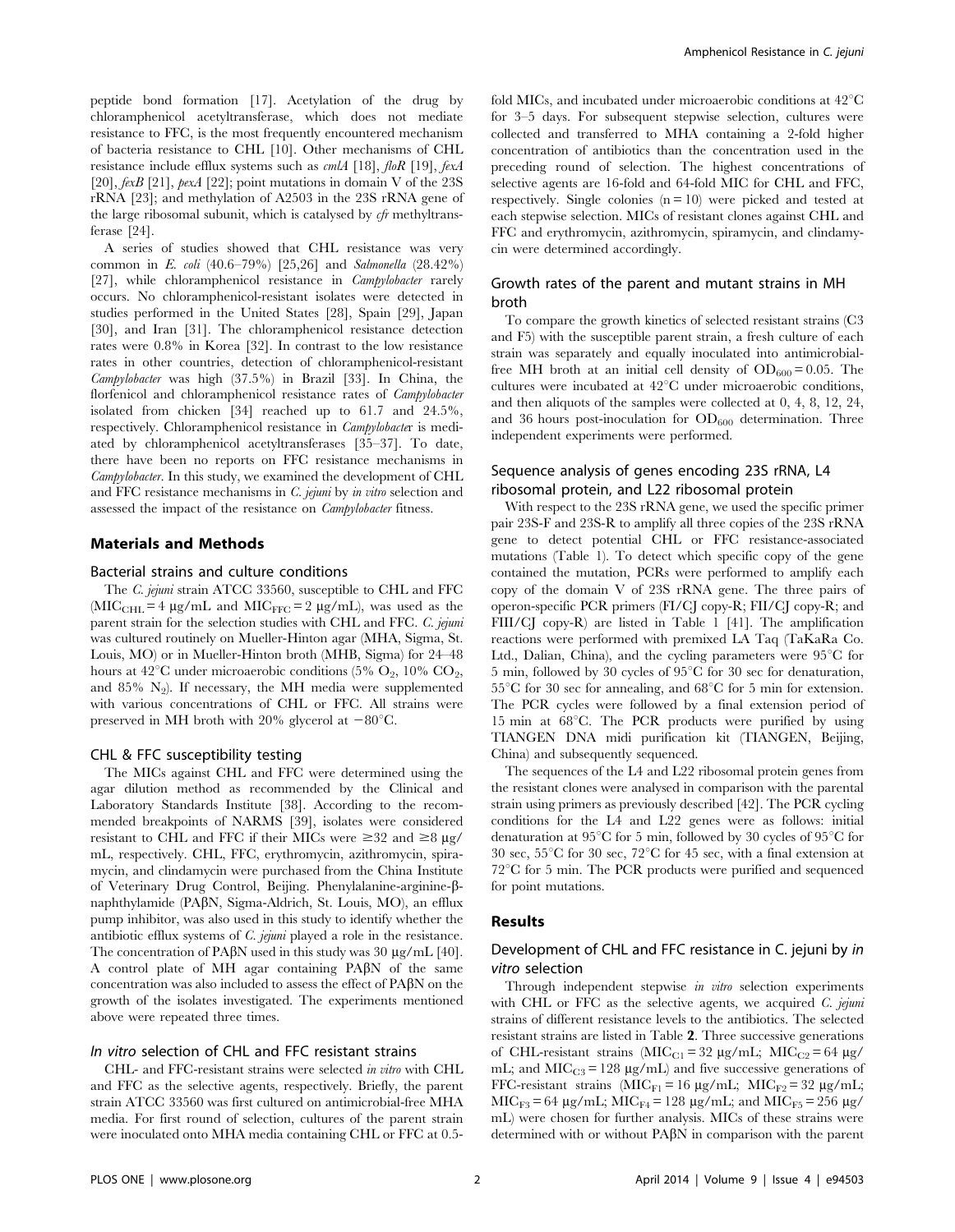peptide bond formation [17]. Acetylation of the drug by chloramphenicol acetyltransferase, which does not mediate resistance to FFC, is the most frequently encountered mechanism of bacteria resistance to CHL [10]. Other mechanisms of CHL resistance include efflux systems such as *cmlA* [18], *floR* [19], *fexA* [20], *fexB* [21], *pexA* [22]; point mutations in domain V of the 23S rRNA [23]; and methylation of A2503 in the 23S rRNA gene of the large ribosomal subunit, which is catalysed by *cfr* methyltransferase [24].

A series of studies showed that CHL resistance was very common in *E. coli* (40.6–79%) [25,26] and *Salmonella* (28.42%) [27], while chloramphenicol resistance in *Campylobacter* rarely occurs. No chloramphenicol-resistant isolates were detected in studies performed in the United States [28], Spain [29], Japan [30], and Iran [31]. The chloramphenicol resistance detection rates were 0.8% in Korea [32]. In contrast to the low resistance rates in other countries, detection of chloramphenicol-resistant *Campylobacter* was high (37.5%) in Brazil [33]. In China, the florfenicol and chloramphenicol resistance rates of *Campylobacter* isolated from chicken [34] reached up to 61.7 and 24.5%, respectively. Chloramphenicol resistance in *Campylobacter* is mediated by chloramphenicol acetyltransferases [35–37]. To date, there have been no reports on FFC resistance mechanisms in *Campylobacter*. In this study, we examined the development of CHL and FFC resistance mechanisms in *C. jejuni* by *in vitro* selection and assessed the impact of the resistance on *Campylobacter* fitness.

## Materials and Methods

### Bacterial strains and culture conditions

The *C. jejuni* strain ATCC 33560, susceptible to CHL and FFC ($MIC_{CHL}$ = 4 μg/mL and $MIC_{FFC}$ = 2 μg/mL), was used as the parent strain for the selection studies with CHL and FFC. *C. jejuni* was cultured routinely on Mueller-Hinton agar (MHA, Sigma, St. Louis, MO) or in Mueller-Hinton broth (MHB, Sigma) for 24–48 hours at 42°C under microaerobic conditions (5% $O_2$, 10% $CO_2$, and 85% $N_2$). If necessary, the MH media were supplemented with various concentrations of CHL or FFC. All strains were preserved in MH broth with 20% glycerol at −80°C.

### CHL & FFC susceptibility testing

The MICs against CHL and FFC were determined using the agar dilution method as recommended by the Clinical and Laboratory Standards Institute [38]. According to the recommended breakpoints of NARMS [39], isolates were considered resistant to CHL and FFC if their MICs were ≥32 and ≥8 μg/mL, respectively. CHL, FFC, erythromycin, azithromycin, spiramycin, and clindamycin were purchased from the China Institute of Veterinary Drug Control, Beijing. Phenylalanine-arginine-β-naphthylamide (PAβN, Sigma-Aldrich, St. Louis, MO), an efflux pump inhibitor, was also used in this study to identify whether the antibiotic efflux systems of *C. jejuni* played a role in the resistance. The concentration of PAβN used in this study was 30 μg/mL [40]. A control plate of MH agar containing PAβN of the same concentration was also included to assess the effect of PAβN on the growth of the isolates investigated. The experiments mentioned above were repeated three times.

### *In vitro* selection of CHL and FFC resistant strains

CHL- and FFC-resistant strains were selected *in vitro* with CHL and FFC as the selective agents, respectively. Briefly, the parent strain ATCC 33560 was first cultured on antimicrobial-free MHA media. For first round of selection, cultures of the parent strain were inoculated onto MHA media containing CHL or FFC at 0.5-fold MICs, and incubated under microaerobic conditions at 42°C for 3–5 days. For subsequent stepwise selection, cultures were collected and transferred to MHA containing a 2-fold higher concentration of antibiotics than the concentration used in the preceding round of selection. The highest concentrations of selective agents are 16-fold and 64-fold MIC for CHL and FFC, respectively. Single colonies (n = 10) were picked and tested at each stepwise selection. MICs of resistant clones against CHL and FFC and erythromycin, azithromycin, spiramycin, and clindamycin were determined accordingly.

### Growth rates of the parent and mutant strains in MH broth

To compare the growth kinetics of selected resistant strains (C3 and F5) with the susceptible parent strain, a fresh culture of each strain was separately and equally inoculated into antimicrobial-free MH broth at an initial cell density of $OD_{600}$ = 0.05. The cultures were incubated at 42°C under microaerobic conditions, and then aliquots of the samples were collected at 0, 4, 8, 12, 24, and 36 hours post-inoculation for $OD_{600}$ determination. Three independent experiments were performed.

### Sequence analysis of genes encoding 23S rRNA, L4 ribosomal protein, and L22 ribosomal protein

With respect to the 23S rRNA gene, we used the specific primer pair 23S-F and 23S-R to amplify all three copies of the 23S rRNA gene to detect potential CHL or FFC resistance-associated mutations (Table 1). To detect which specific copy of the gene contained the mutation, PCRs were performed to amplify each copy of the domain V of 23S rRNA gene. The three pairs of operon-specific PCR primers (FI/CJ copy-R; FII/CJ copy-R; and FIII/CJ copy-R) are listed in Table 1 [41]. The amplification reactions were performed with premixed LA Taq (TaKaRa Co. Ltd., Dalian, China), and the cycling parameters were 95°C for 5 min, followed by 30 cycles of 95°C for 30 sec for denaturation, 55°C for 30 sec for annealing, and 68°C for 5 min for extension. The PCR cycles were followed by a final extension period of 15 min at 68°C. The PCR products were purified by using TIANGEN DNA midi purification kit (TIANGEN, Beijing, China) and subsequently sequenced.

The sequences of the L4 and L22 ribosomal protein genes from the resistant clones were analysed in comparison with the parental strain using primers as previously described [42]. The PCR cycling conditions for the L4 and L22 genes were as follows: initial denaturation at 95°C for 5 min, followed by 30 cycles of 95°C for 30 sec, 55°C for 30 sec, 72°C for 45 sec, with a final extension at 72°C for 5 min. The PCR products were purified and sequenced for point mutations.

## Results

### Development of CHL and FFC resistance in C. jejuni by *in vitro* selection

Through independent stepwise *in vitro* selection experiments with CHL or FFC as the selective agents, we acquired *C. jejuni* strains of different resistance levels to the antibiotics. The selected resistant strains are listed in Table **2**. Three successive generations of CHL-resistant strains ($MIC_{C1}$ = 32 μg/mL; $MIC_{C2}$ = 64 μg/mL; and $MIC_{C3}$ = 128 μg/mL) and five successive generations of FFC-resistant strains ($MIC_{F1}$ = 16 μg/mL; $MIC_{F2}$ = 32 μg/mL; $MIC_{F3}$ = 64 μg/mL; $MIC_{F4}$ = 128 μg/mL; and $MIC_{F5}$ = 256 μg/mL) were chosen for further analysis. MICs of these strains were determined with or without PAβN in comparison with the parent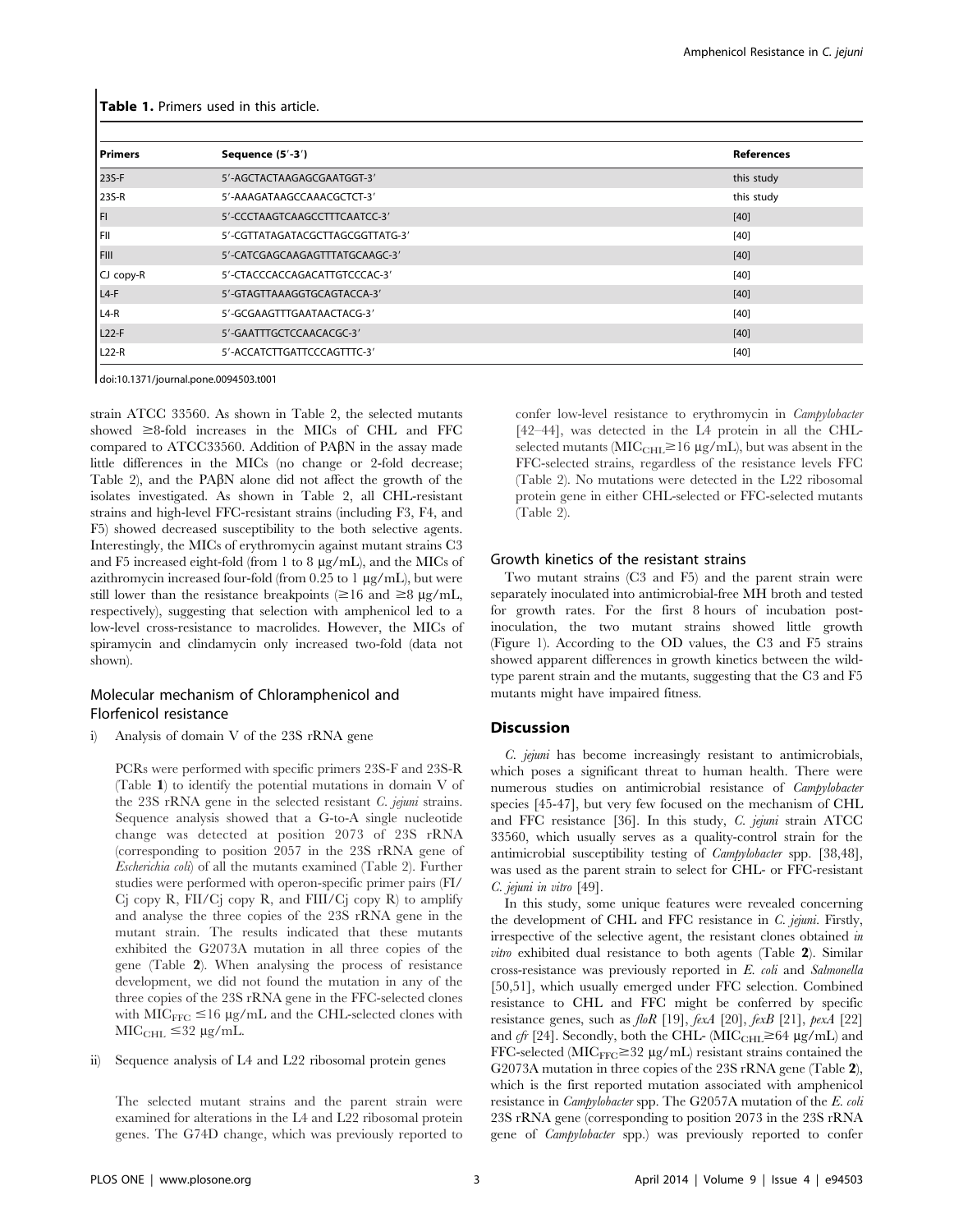**Table 1.** Primers used in this article.

| Primers | Sequence (5′-3′) | References |
|---|---|---|
| 23S-F | 5′-AGCTACTAAGAGCGAATGGT-3′ | this study |
| 23S-R | 5′-AAAGATAAGCCAAACGCTCT-3′ | this study |
| FI | 5′-CCCTAAGTCAAGCCTTTCAATCC-3′ | [40] |
| FII | 5′-CGTTATAGATACGCTTAGCGGTTATG-3′ | [40] |
| FIII | 5′-CATCGAGCAAGAGTTTATGCAAGC-3′ | [40] |
| CJ copy-R | 5′-CTACCCACCAGACATTGTCCCAC-3′ | [40] |
| L4-F | 5′-GTAGTTAAAGGTGCAGTACCA-3′ | [40] |
| L4-R | 5′-GCGAAGTTTGAATAACTACG-3′ | [40] |
| L22-F | 5′-GAATTTGCTCCAACACGC-3′ | [40] |
| L22-R | 5′-ACCATCTTGATTCCCAGTTTC-3′ | [40] |

doi:10.1371/journal.pone.0094503.t001

strain ATCC 33560. As shown in Table 2, the selected mutants showed ≥8-fold increases in the MICs of CHL and FFC compared to ATCC33560. Addition of PAβN in the assay made little differences in the MICs (no change or 2-fold decrease; Table 2), and the PAβN alone did not affect the growth of the isolates investigated. As shown in Table 2, all CHL-resistant strains and high-level FFC-resistant strains (including F3, F4, and F5) showed decreased susceptibility to the both selective agents. Interestingly, the MICs of erythromycin against mutant strains C3 and F5 increased eight-fold (from 1 to 8 μg/mL), and the MICs of azithromycin increased four-fold (from 0.25 to 1 μg/mL), but were still lower than the resistance breakpoints (≥16 and ≥8 μg/mL, respectively), suggesting that selection with amphenicol led to a low-level cross-resistance to macrolides. However, the MICs of spiramycin and clindamycin only increased two-fold (data not shown).

## Molecular mechanism of Chloramphenicol and Florfenicol resistance

i) Analysis of domain V of the 23S rRNA gene

PCRs were performed with specific primers 23S-F and 23S-R (Table **1**) to identify the potential mutations in domain V of the 23S rRNA gene in the selected resistant *C. jejuni* strains. Sequence analysis showed that a G-to-A single nucleotide change was detected at position 2073 of 23S rRNA (corresponding to position 2057 in the 23S rRNA gene of *Escherichia coli*) of all the mutants examined (Table 2). Further studies were performed with operon-specific primer pairs (FI/Cj copy R, FII/Cj copy R, and FIII/Cj copy R) to amplify and analyse the three copies of the 23S rRNA gene in the mutant strain. The results indicated that these mutants exhibited the G2073A mutation in all three copies of the gene (Table **2**). When analysing the process of resistance development, we did not found the mutation in any of the three copies of the 23S rRNA gene in the FFC-selected clones with $MIC_{FFC}$ ≤16 μg/mL and the CHL-selected clones with $MIC_{CHL}$ ≤32 μg/mL.

ii) Sequence analysis of L4 and L22 ribosomal protein genes

The selected mutant strains and the parent strain were examined for alterations in the L4 and L22 ribosomal protein genes. The G74D change, which was previously reported to confer low-level resistance to erythromycin in *Campylobacter* [42–44], was detected in the L4 protein in all the CHL-selected mutants ($MIC_{CHL}$≥16 μg/mL), but was absent in the FFC-selected strains, regardless of the resistance levels FFC (Table 2). No mutations were detected in the L22 ribosomal protein gene in either CHL-selected or FFC-selected mutants (Table 2).

## Growth kinetics of the resistant strains

Two mutant strains (C3 and F5) and the parent strain were separately inoculated into antimicrobial-free MH broth and tested for growth rates. For the first 8 hours of incubation post-inoculation, the two mutant strains showed little growth (Figure 1). According to the OD values, the C3 and F5 strains showed apparent differences in growth kinetics between the wild-type parent strain and the mutants, suggesting that the C3 and F5 mutants might have impaired fitness.

# Discussion

*C. jejuni* has become increasingly resistant to antimicrobials, which poses a significant threat to human health. There were numerous studies on antimicrobial resistance of *Campylobacter* species [45-47], but very few focused on the mechanism of CHL and FFC resistance [36]. In this study, *C. jejuni* strain ATCC 33560, which usually serves as a quality-control strain for the antimicrobial susceptibility testing of *Campylobacter* spp. [38,48], was used as the parent strain to select for CHL- or FFC-resistant *C. jejuni in vitro* [49].

In this study, some unique features were revealed concerning the development of CHL and FFC resistance in *C. jejuni*. Firstly, irrespective of the selective agent, the resistant clones obtained *in vitro* exhibited dual resistance to both agents (Table **2**). Similar cross-resistance was previously reported in *E. coli* and *Salmonella* [50,51], which usually emerged under FFC selection. Combined resistance to CHL and FFC might be conferred by specific resistance genes, such as *floR* [19], *fexA* [20], *fexB* [21], *pexA* [22] and *cfr* [24]. Secondly, both the CHL- ($MIC_{CHL}$≥64 μg/mL) and FFC-selected ($MIC_{FFC}$≥32 μg/mL) resistant strains contained the G2073A mutation in three copies of the 23S rRNA gene (Table **2**), which is the first reported mutation associated with amphenicol resistance in *Campylobacter* spp. The G2057A mutation of the *E. coli* 23S rRNA gene (corresponding to position 2073 in the 23S rRNA gene of *Campylobacter* spp.) was previously reported to confer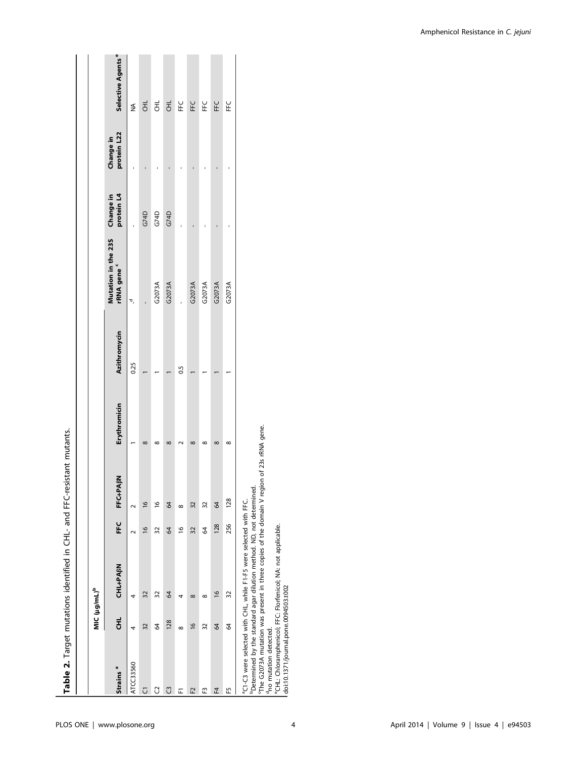**Table 2.** Target mutations identified in CHL- and FFC-resistant mutants.

| Strains [a] | MIC (μg/mL)[b] | | | | | | Mutation in the 23S rRNA gene [c] | Change in protein L4 | Change in protein L22 | Selective Agents [e] |
|---|---|---|---|---|---|---|---|---|---|---|
| | CHL | CHL+PAβN | FFC | FFC+PAβN | Erythromicin | Azithromycin | | | | |
| ATCC33560 | 4 | 4 | 2 | 2 | 1 | 0.25 | -[d] | - | - | NA |
| C1 | 32 | 32 | 16 | 16 | 8 | 1 | - | G74D | - | CHL |
| C2 | 64 | 32 | 32 | 16 | 8 | 1 | G2073A | G74D | - | CHL |
| C3 | 128 | 64 | 64 | 64 | 8 | 1 | G2073A | G74D | - | CHL |
| F1 | 8 | 4 | 16 | 8 | 2 | 0.5 | - | - | - | FFC |
| F2 | 16 | 8 | 32 | 32 | 8 | 1 | G2073A | - | - | FFC |
| F3 | 32 | 8 | 64 | 32 | 8 | 1 | G2073A | - | - | FFC |
| F4 | 64 | 16 | 128 | 64 | 8 | 1 | G2073A | - | - | FFC |
| F5 | 64 | 32 | 256 | 128 | 8 | 1 | G2073A | - | - | FFC |

[a]C1-C3 were selected with CHL, while F1-F5 were selected with FFC.
[b]Determined by the standard agar dilution method. ND, not determined.
[c]The G2073A mutation was present in three copies of the domain V region of 23s rRNA gene.
[d]no mutation detected.
[e]CHL: Chloramphenicol; FFC: Florfenicol; NA: not applicable.
doi:10.1371/journal.pone.0094503.t002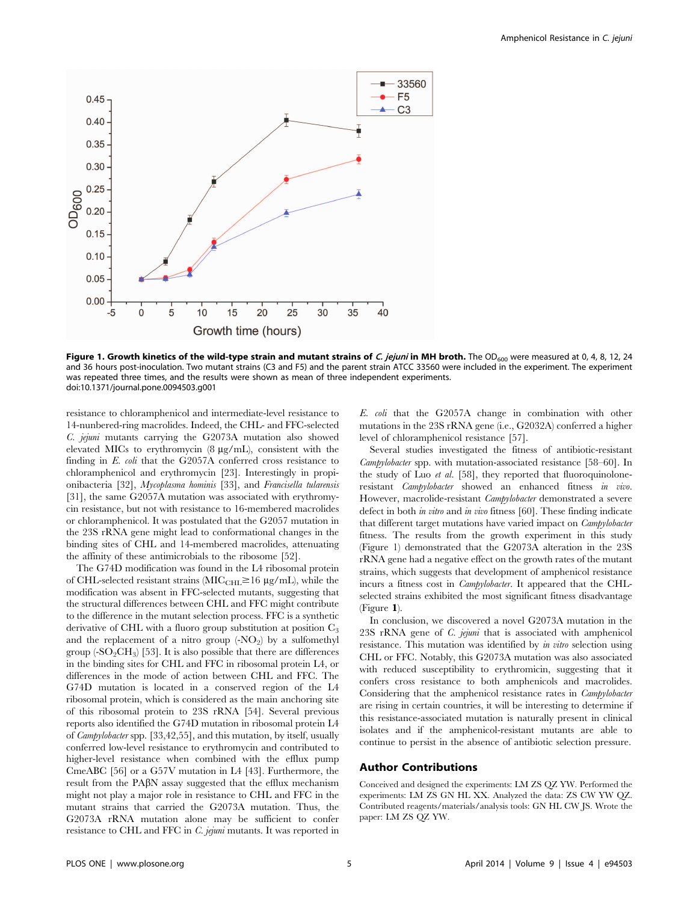**Figure 1. Growth kinetics of the wild-type strain and mutant strains of *C. jejuni* in MH broth.** The $OD_{600}$ were measured at 0, 4, 8, 12, 24 and 36 hours post-inoculation. Two mutant strains (C3 and F5) and the parent strain ATCC 33560 were included in the experiment. The experiment was repeated three times, and the results were shown as mean of three independent experiments.
doi:10.1371/journal.pone.0094503.g001

resistance to chloramphenicol and intermediate-level resistance to 14-nunbered-ring macrolides. Indeed, the CHL- and FFC-selected *C. jejuni* mutants carrying the G2073A mutation also showed elevated MICs to erythromycin (8 µg/mL), consistent with the finding in *E. coli* that the G2057A conferred cross resistance to chloramphenicol and erythromycin [23]. Interestingly in propionibacteria [32], *Mycoplasma hominis* [33], and *Francisella tularensis* [31], the same G2057A mutation was associated with erythromycin resistance, but not with resistance to 16-membered macrolides or chloramphenicol. It was postulated that the G2057 mutation in the 23S rRNA gene might lead to conformational changes in the binding sites of CHL and 14-membered macrolides, attenuating the affinity of these antimicrobials to the ribosome [52].

The G74D modification was found in the L4 ribosomal protein of CHL-selected resistant strains ($MIC_{CHL} \geq 16$ µg/mL), while the modification was absent in FFC-selected mutants, suggesting that the structural differences between CHL and FFC might contribute to the difference in the mutant selection process. FFC is a synthetic derivative of CHL with a fluoro group substitution at position $C_3$ and the replacement of a nitro group ($-NO_2$) by a sulfomethyl group ($-SO_2CH_3$) [53]. It is also possible that there are differences in the binding sites for CHL and FFC in ribosomal protein L4, or differences in the mode of action between CHL and FFC. The G74D mutation is located in a conserved region of the L4 ribosomal protein, which is considered as the main anchoring site of this ribosomal protein to 23S rRNA [54]. Several previous reports also identified the G74D mutation in ribosomal protein L4 of *Campylobacter* spp. [33,42,55], and this mutation, by itself, usually conferred low-level resistance to erythromycin and contributed to higher-level resistance when combined with the efflux pump CmeABC [56] or a G57V mutation in L4 [43]. Furthermore, the result from the PAβN assay suggested that the efflux mechanism might not play a major role in resistance to CHL and FFC in the mutant strains that carried the G2073A mutation. Thus, the G2073A rRNA mutation alone may be sufficient to confer resistance to CHL and FFC in *C. jejuni* mutants. It was reported in *E. coli* that the G2057A change in combination with other mutations in the 23S rRNA gene (i.e., G2032A) conferred a higher level of chloramphenicol resistance [57].

Several studies investigated the fitness of antibiotic-resistant *Campylobacter* spp. with mutation-associated resistance [58–60]. In the study of Luo *et al.* [58], they reported that fluoroquinolone-resistant *Campylobacter* showed an enhanced fitness *in vivo*. However, macrolide-resistant *Campylobacter* demonstrated a severe defect in both *in vitro* and *in vivo* fitness [60]. These finding indicate that different target mutations have varied impact on *Campylobacter* fitness. The results from the growth experiment in this study (Figure 1) demonstrated that the G2073A alteration in the 23S rRNA gene had a negative effect on the growth rates of the mutant strains, which suggests that development of amphenicol resistance incurs a fitness cost in *Campylobacter*. It appeared that the CHL-selected strains exhibited the most significant fitness disadvantage (Figure **1**).

In conclusion, we discovered a novel G2073A mutation in the 23S rRNA gene of *C. jejuni* that is associated with amphenicol resistance. This mutation was identified by *in vitro* selection using CHL or FFC. Notably, this G2073A mutation was also associated with reduced susceptibility to erythromicin, suggesting that it confers cross resistance to both amphenicols and macrolides. Considering that the amphenicol resistance rates in *Campylobacter* are rising in certain countries, it will be interesting to determine if this resistance-associated mutation is naturally present in clinical isolates and if the amphenicol-resistant mutants are able to continue to persist in the absence of antibiotic selection pressure.

## Author Contributions

Conceived and designed the experiments: LM ZS QZ YW. Performed the experiments: LM ZS GN HL XX. Analyzed the data: ZS CW YW QZ. Contributed reagents/materials/analysis tools: GN HL CW JS. Wrote the paper: LM ZS QZ YW.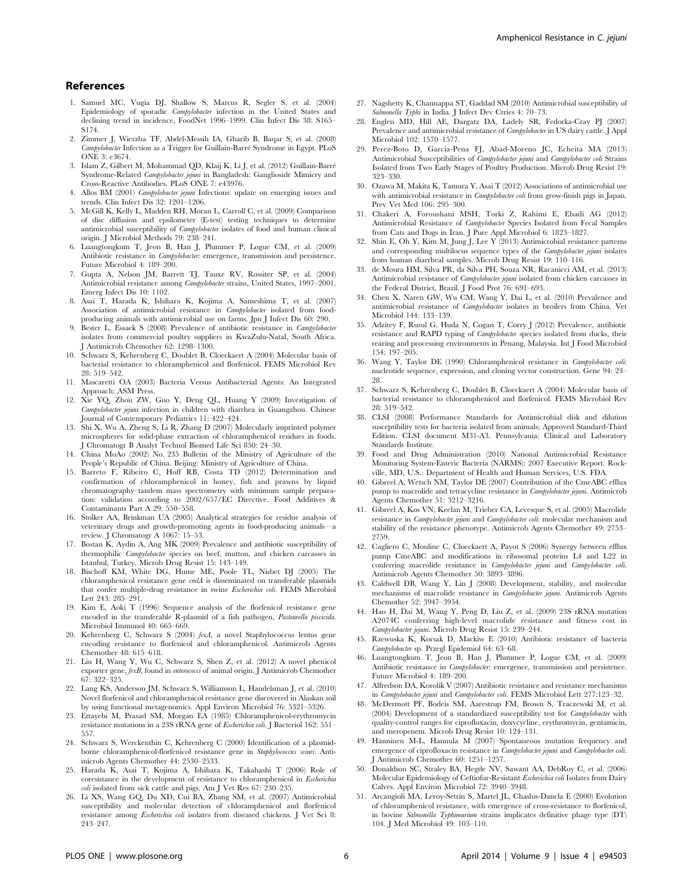## References

1. Samuel MC, Vugia DJ, Shallow S, Marcus R, Segler S, et al. (2004) Epidemiology of sporadic *Campylobacter* infection in the United States and declining trend in incidence, FoodNet 1996–1999. Clin Infect Dis 38: S165–S174.
2. Zimmer J, Wierzba TF, Abdel-Messih IA, Gharib B, Baqar S, et al. (2008) *Campylobacter* Infection as a Trigger for Guillain-Barré Syndrome in Egypt. PLoS ONE 3: e3674.
3. Islam Z, Gilbert M, Mohammad QD, Klaij K, Li J, et al. (2012) Guillain-Barré Syndrome-Related *Campylobacter jejuni* in Bangladesh: Ganglioside Mimicry and Cross-Reactive Antibodies. PLoS ONE 7: e43976.
4. Allos BM (2001) *Campylobacter jejuni* Infections: update on emerging issues and trends. Clin Infect Dis 32: 1201–1206.
5. McGill K, Kelly L, Madden RH, Moran L, Carroll C, et al. (2009) Comparison of disc diffusion and epsilometer (E-test) testing techniques to determine antimicrobial susceptibility of *Campylobacter* isolates of food and human clinical origin. J Microbiol Methods 79: 238–241.
6. Luangtongkum T, Jeon B, Han J, Plummer P, Logue CM, et al. (2009) Antibiotic resistance in *Campylobacter*: emergence, transmission and persistence. Future Microbiol 4: 189–200.
7. Gupta A, Nelson JM, Barrett TJ, Tauxe RV, Rossiter SP, et al. (2004) Antimicrobial resistance among *Campylobacter* strains, United States, 1997–2001. Emerg Infect Dis 10: 1102.
8. Asai T, Harada K, Ishihara K, Kojima A, Sameshima T, et al. (2007) Association of antimicrobial resistance in *Campylobacter* isolated from food-producing animals with antimicrobial use on farms. Jpn J Infect Dis 60: 290.
9. Bester L, Essack S (2008) Prevalence of antibiotic resistance in *Campylobacter* isolates from commercial poultry suppliers in KwaZulu-Natal, South Africa. J Antimicrob Chemother 62: 1298–1300.
10. Schwarz S, Kehrenberg C, Doublet B, Cloeckaert A (2004) Molecular basis of bacterial resistance to chloramphenicol and florfenicol. FEMS Microbiol Rev 28: 519–542.
11. Mascaretti OA (2003) Bacteria Versus Antibacterial Agents: An Integrated Approach: ASM Press.
12. Xie YQ, Zhou ZW, Guo Y, Deng QL, Huang Y (2009) Investigation of *Campylobacter jejuni* infection in children with diarrhea in Guangzhou. Chinese Journal of Contemporary Pediatrics 11: 422–424.
13. Shi X, Wu A, Zheng S, Li R, Zhang D (2007) Molecularly imprinted polymer microspheres for solid-phase extraction of chloramphenicol residues in foods. J Chromatogr B Analyt Technol Biomed Life Sci 850: 24–30.
14. China MoAo (2002) No. 235 Bulletin of the Ministry of Agriculture of the People's Republic of China. Beijing: Ministry of Agriculture of China.
15. Barreto F, Ribeiro C, Hoff RB, Costa TD (2012) Determination and confirmation of chloramphenicol in honey, fish and prawns by liquid chromatography–tandem mass spectrometry with minimum sample preparation: validation according to 2002/657/EC Directive. Food Additives & Contaminants Part A 29: 550–558.
16. Stolker AA, Brinkman UA (2005) Analytical strategies for residue analysis of veterinary drugs and growth-promoting agents in food-producing animals—a review. J Chromatogr A 1067: 15–53.
17. Bostan K, Aydin A, Ang MK (2009) Prevalence and antibiotic susceptibility of thermophilic *Campylobacter* species on beef, mutton, and chicken carcasses in Istanbul, Turkey. Microb Drug Resist 15: 143–149.
18. Bischoff KM, White DG, Hume ME, Poole TL, Nisbet DJ (2005) The chloramphenicol resistance gene *cmlA* is disseminated on transferable plasmids that confer multiple-drug resistance in swine *Escherichia coli*. FEMS Microbiol Lett 243: 285–291.
19. Kim E, Aoki T (1996) Sequence analysis of the florfenicol resistance gene encoded in the transferable R-plasmid of a fish pathogen, *Pasteurella piscicida*. Microbiol Immunol 40: 665–669.
20. Kehrenberg C, Schwarz S (2004) *fexA*, a novel Staphylococcus lentus gene encoding resistance to florfenicol and chloramphenicol. Antimicrob Agents Chemother 48: 615–618.
21. Liu H, Wang Y, Wu C, Schwarz S, Shen Z, et al. (2012) A novel phenicol exporter gene, *fexB*, found in *enterococci* of animal origin. J Antimicrob Chemother 67: 322–325.
22. Lang KS, Anderson JM, Schwarz S, Williamson L, Handelsman J, et al. (2010) Novel florfenicol and chloramphenicol resistance gene discovered in Alaskan soil by using functional metagenomics. Appl Environ Microbiol 76: 5321–5326.
23. Ettayebi M, Prasad SM, Morgan EA (1985) Chloramphenicol-erythromycin resistance mutations in a 23S rRNA gene of *Escherichia coli*. J Bacteriol 162: 551–557.
24. Schwarz S, Werckenthin C, Kehrenberg C (2000) Identification of a plasmid-borne chloramphenicol-florfenicol resistance gene in *Staphylococcus sciuri*. Antimicrob Agents Chemother 44: 2530–2533.
25. Harada K, Asai T, Kojima A, Ishihara K, Takahashi T (2006) Role of coresistance in the development of resistance to chloramphenicol in *Escherichia coli* isolated from sick cattle and pigs. Am J Vet Res 67: 230–235.
26. Li XS, Wang GQ, Du XD, Cui BA, Zhang SM, et al. (2007) Antimicrobial susceptibility and molecular detection of chloramphenicol and florfenicol resistance among *Escherichia coli* isolates from diseased chickens. J Vet Sci 8: 243–247.
27. Nagshetty K, Channappa ST, Gaddad SM (2010) Antimicrobial susceptibility of *Salmonella Typhi* in India. J Infect Dev Ctries 4: 70–73.
28. Englen MD, Hill AE, Dargatz DA, Ladely SR, Fedorka-Cray PJ (2007) Prevalence and antimicrobial resistance of *Campylobacter* in US dairy cattle. J Appl Microbiol 102: 1570–1577.
29. Perez-Boto D, Garcia-Pena FJ, Abad-Moreno JC, Echeita MA (2013) Antimicrobial Susceptibilities of *Campylobacter jejuni* and *Campylobacter coli* Strains Isolated from Two Early Stages of Poultry Production. Microb Drug Resist 19: 323–330.
30. Ozawa M, Makita K, Tamura Y, Asai T (2012) Associations of antimicrobial use with antimicrobial resistance in *Campylobacter coli* from grow-finish pigs in Japan. Prev Vet Med 106: 295–300.
31. Chakeri A, Foroushani MSH, Torki Z, Rahimi E, Ebadi AG (2012) Antimicrobial Resistance of *Campylobacter* Species Isolated from Fecal Samples from Cats and Dogs in Iran. J Pure Appl Microbiol 6: 1823–1827.
32. Shin E, Oh Y, Kim M, Jung J, Lee Y (2013) Antimicrobial resistance patterns and corresponding multilocus sequence types of the *Campylobacter jejuni* isolates from human diarrheal samples. Microb Drug Resist 19: 110–116.
33. de Moura HM, Silva PR, da Silva PH, Souza NR, Racanicci AM, et al. (2013) Antimicrobial resistance of *Campylobacter jejuni* isolated from chicken carcasses in the Federal District, Brazil. J Food Prot 76: 691–693.
34. Chen X, Naren GW, Wu CM, Wang Y, Dai L, et al. (2010) Prevalence and antimicrobial resistance of *Campylobacter* isolates in broilers from China. Vet Microbiol 144: 133–139.
35. Adzitey F, Rusul G, Huda N, Cogan T, Corry J (2012) Prevalence, antibiotic resistance and RAPD typing of *Campylobacter* species isolated from ducks, their rearing and processing environments in Penang, Malaysia. Int J Food Microbiol 154: 197–205.
36. Wang Y, Taylor DE (1990) Chloramphenicol resistance in *Campylobacter coli*: nucleotide sequence, expression, and cloning vector construction. Gene 94: 23–28.
37. Schwarz S, Kehrenberg C, Doublet B, Cloeckaert A (2004) Molecular basis of bacterial resistance to chloramphenicol and florfenicol. FEMS Microbiol Rev 28: 519–542.
38. CLSI (2008) Performance Standards for Antimicrobial disk and dilution susceptibility tests for bacteria isolated from animals; Approved Standard-Third Edition. CLSI document M31-A3. Pennsylvania: Clinical and Laboratory Standards Institute.
39. Food and Drug Administration (2010) National Antimicrobial Resistance Monitoring System-Enteric Bacteria (NARMS): 2007 Executive Report. Rockville, MD, U.S.: Department of Health and Human Services, U.S. FDA.
40. Gibreel A, Wetsch NM, Taylor DE (2007) Contribution of the CmeABC efflux pump to macrolide and tetracycline resistance in *Campylobacter jejuni*. Antimicrob Agents Chemother 51: 3212–3216.
41. Gibreel A, Kos VN, Keelan M, Trieber CA, Levesque S, et al. (2005) Macrolide resistance in *Campylobacter jejuni* and *Campylobacter coli*: molecular mechanism and stability of the resistance phenotype. Antimicrob Agents Chemother 49: 2753–2759.
42. Cagliero C, Mouline C, Cloeckaert A, Payot S (2006) Synergy between efflux pump CmeABC and modifications in ribosomal proteins L4 and L22 in conferring macrolide resistance in *Campylobacter jejuni* and *Campylobacter coli*. Antimicrob Agents Chemother 50: 3893–3896.
43. Caldwell DB, Wang Y, Lin J (2008) Development, stability, and molecular mechanisms of macrolide resistance in *Campylobacter jejuni*. Antimicrob Agents Chemother 52: 3947–3954.
44. Hao H, Dai M, Wang Y, Peng D, Liu Z, et al. (2009) 23S rRNA mutation A2074C conferring high-level macrolide resistance and fitness cost in *Campylobacter jejuni*. Microb Drug Resist 15: 239–244.
45. Rzewuska K, Korsak D, Mackiw E (2010) Antibiotic resistance of bacteria *Campylobacter* sp. Przegl Epidemiol 64: 63–68.
46. Luangtongkum T, Jeon B, Han J, Plummer P, Logue CM, et al. (2009) Antibiotic resistance in *Campylobacter*: emergence, transmission and persistence. Future Microbiol 4: 189–200.
47. Alfredson DA, Korolik V (2007) Antibiotic resistance and resistance mechanisms in *Campylobacter jejuni* and *Campylobacter coli*. FEMS Microbiol Lett 277:123–32.
48. McDermott PF, Bodeis SM, Aarestrup FM, Brown S, Traczewski M, et al. (2004) Development of a standardized susceptibility test for *Campylobacter* with quality-control ranges for ciprofloxacin, doxycycline, erythromycin, gentamicin, and meropenem. Microb Drug Resist 10: 124–131.
49. Hänninen M-L, Hannula M (2007) Spontaneous mutation frequency and emergence of ciprofloxacin resistance in *Campylobacter jejuni* and *Campylobacter coli*. J Antimicrob Chemother 60: 1251–1257.
50. Donaldson SC, Straley BA, Hegde NV, Sawant AA, DebRoy C, et al. (2006) Molecular Epidemiology of Ceftiofur-Resistant *Escherichia coli* Isolates from Dairy Calves. Appl Environ Microbiol 72: 3940–3948.
51. Arcangioli MA, Leroy-Setrin S, Martel JL, Chaslus-Dancla E (2000) Evolution of chloramphenicol resistance, with emergence of cross-resistance to florfenicol, in bovine *Salmonella Typhimurium* strains implicates definitive phage type (DT) 104. J Med Microbiol 49: 103–110.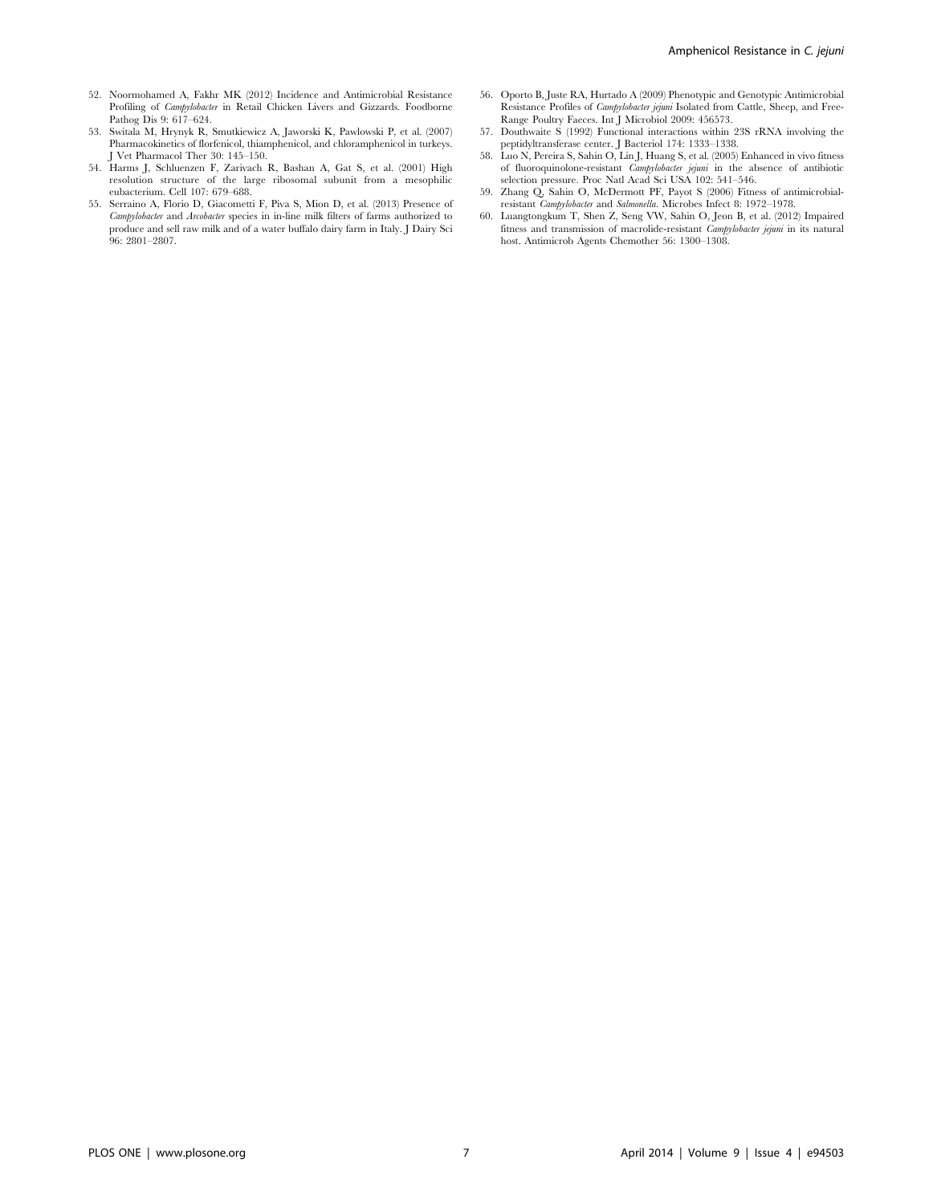52. Noormohamed A, Fakhr MK (2012) Incidence and Antimicrobial Resistance Profiling of *Campylobacter* in Retail Chicken Livers and Gizzards. Foodborne Pathog Dis 9: 617–624.
53. Switala M, Hrynyk R, Smutkiewicz A, Jaworski K, Pawlowski P, et al. (2007) Pharmacokinetics of florfenicol, thiamphenicol, and chloramphenicol in turkeys. J Vet Pharmacol Ther 30: 145–150.
54. Harms J, Schluenzen F, Zarivach R, Bashan A, Gat S, et al. (2001) High resolution structure of the large ribosomal subunit from a mesophilic eubacterium. Cell 107: 679–688.
55. Serraino A, Florio D, Giacometti F, Piva S, Mion D, et al. (2013) Presence of *Campylobacter* and *Arcobacter* species in in-line milk filters of farms authorized to produce and sell raw milk and of a water buffalo dairy farm in Italy. J Dairy Sci 96: 2801–2807.
56. Oporto B, Juste RA, Hurtado A (2009) Phenotypic and Genotypic Antimicrobial Resistance Profiles of *Campylobacter jejuni* Isolated from Cattle, Sheep, and Free-Range Poultry Faeces. Int J Microbiol 2009: 456573.
57. Douthwaite S (1992) Functional interactions within 23S rRNA involving the peptidyltransferase center. J Bacteriol 174: 1333–1338.
58. Luo N, Pereira S, Sahin O, Lin J, Huang S, et al. (2005) Enhanced in vivo fitness of fluoroquinolone-resistant *Campylobacter jejuni* in the absence of antibiotic selection pressure. Proc Natl Acad Sci USA 102: 541–546.
59. Zhang Q, Sahin O, McDermott PF, Payot S (2006) Fitness of antimicrobial-resistant *Campylobacter* and *Salmonella*. Microbes Infect 8: 1972–1978.
60. Luangtongkum T, Shen Z, Seng VW, Sahin O, Jeon B, et al. (2012) Impaired fitness and transmission of macrolide-resistant *Campylobacter jejuni* in its natural host. Antimicrob Agents Chemother 56: 1300–1308.